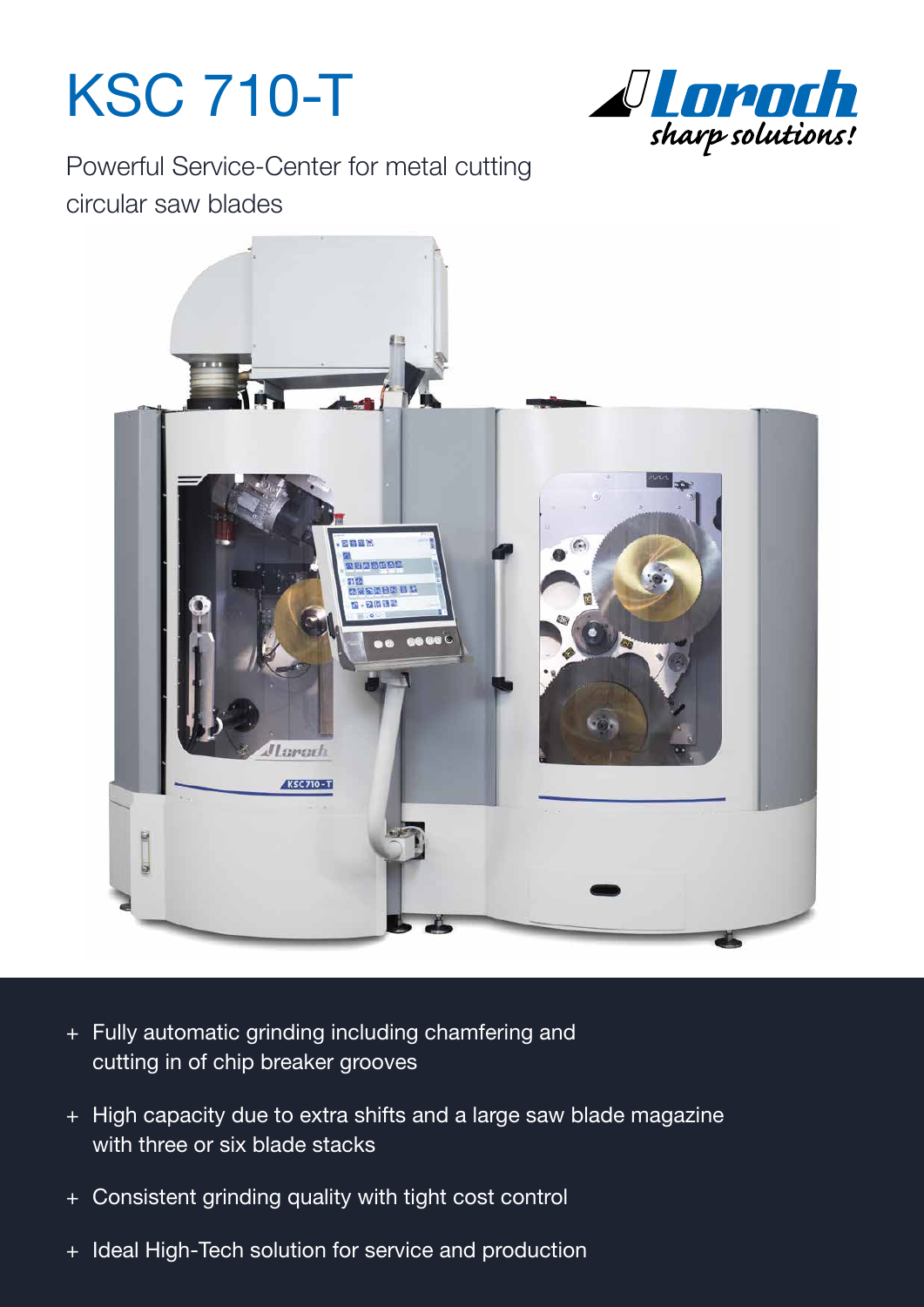# KSC 710-T

Loroch sharp solutions!

Powerful Service-Center for metal cutting circular saw blades

- Fully automatic grinding including chamfering and cutting in of chip breaker grooves
- High capacity due to extra shifts and a large saw blade magazine with three or six blade stacks
- Consistent grinding quality with tight cost control
- Ideal High-Tech solution for service and production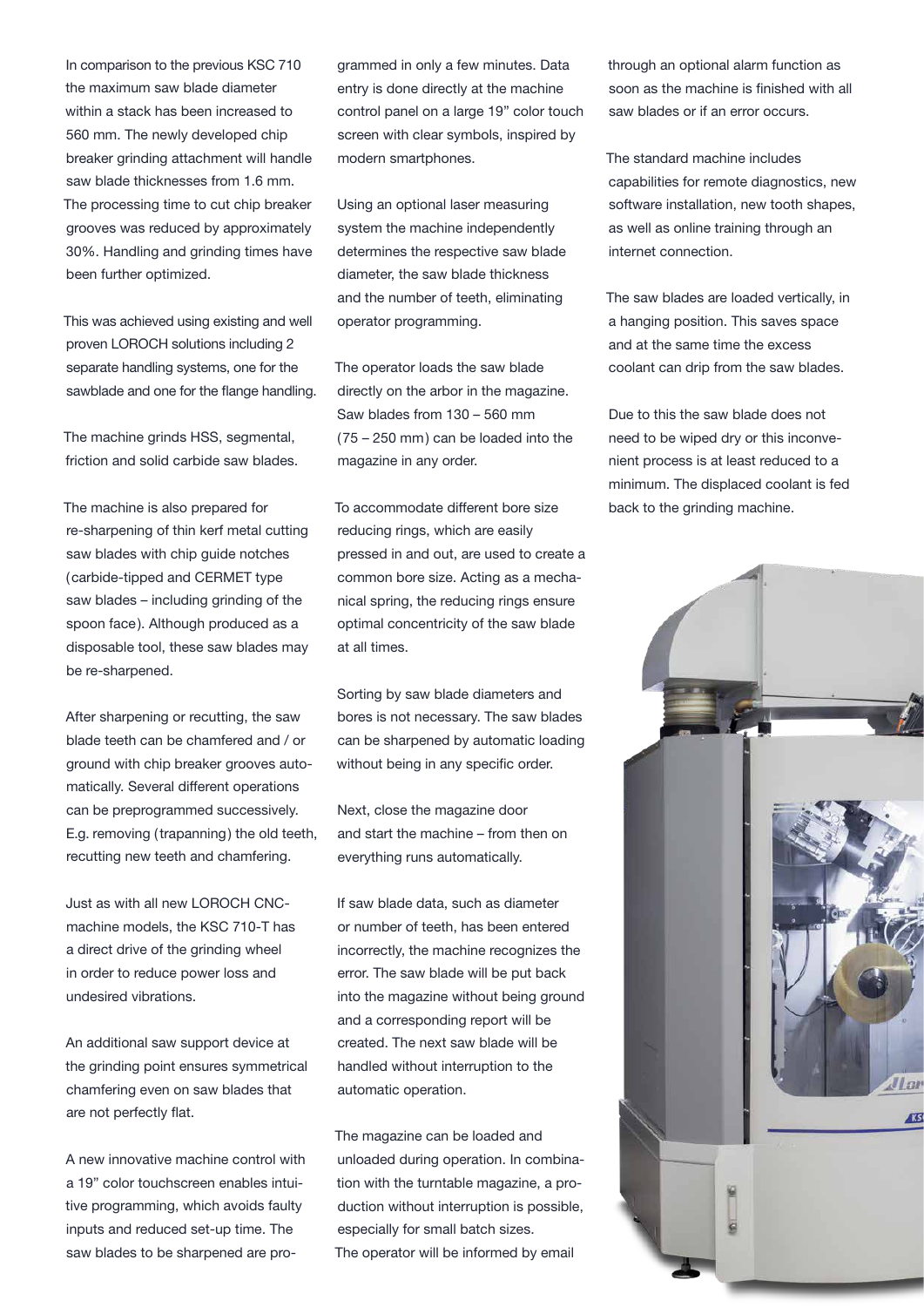In comparison to the previous KSC 710 the maximum saw blade diameter within a stack has been increased to 560 mm. The newly developed chip breaker grinding attachment will handle saw blade thicknesses from 1.6 mm. The processing time to cut chip breaker grooves was reduced by approximately 30%. Handling and grinding times have been further optimized.

This was achieved using existing and well proven LOROCH solutions including 2 separate handling systems, one for the sawblade and one for the flange handling.

The machine grinds HSS, segmental, friction and solid carbide saw blades.

The machine is also prepared for re-sharpening of thin kerf metal cutting saw blades with chip guide notches (carbide-tipped and CERMET type saw blades – including grinding of the spoon face). Although produced as a disposable tool, these saw blades may be re-sharpened.

After sharpening or recutting, the saw blade teeth can be chamfered and / or ground with chip breaker grooves automatically. Several different operations can be preprogrammed successively. E.g. removing (trapanning) the old teeth, recutting new teeth and chamfering.

Just as with all new LOROCH CNC-machine models, the KSC 710-T has a direct drive of the grinding wheel in order to reduce power loss and undesired vibrations.

An additional saw support device at the grinding point ensures symmetrical chamfering even on saw blades that are not perfectly flat.

A new innovative machine control with a 19" color touchscreen enables intuitive programming, which avoids faulty inputs and reduced set-up time. The saw blades to be sharpened are programmed in only a few minutes. Data entry is done directly at the machine control panel on a large 19" color touch screen with clear symbols, inspired by modern smartphones.

Using an optional laser measuring system the machine independently determines the respective saw blade diameter, the saw blade thickness and the number of teeth, eliminating operator programming.

The operator loads the saw blade directly on the arbor in the magazine. Saw blades from 130 – 560 mm (75 – 250 mm) can be loaded into the magazine in any order.

To accommodate different bore size reducing rings, which are easily pressed in and out, are used to create a common bore size. Acting as a mechanical spring, the reducing rings ensure optimal concentricity of the saw blade at all times.

Sorting by saw blade diameters and bores is not necessary. The saw blades can be sharpened by automatic loading without being in any specific order.

Next, close the magazine door and start the machine – from then on everything runs automatically.

If saw blade data, such as diameter or number of teeth, has been entered incorrectly, the machine recognizes the error. The saw blade will be put back into the magazine without being ground and a corresponding report will be created. The next saw blade will be handled without interruption to the automatic operation.

The magazine can be loaded and unloaded during operation. In combination with the turntable magazine, a production without interruption is possible, especially for small batch sizes. The operator will be informed by email through an optional alarm function as soon as the machine is finished with all saw blades or if an error occurs.

The standard machine includes capabilities for remote diagnostics, new software installation, new tooth shapes, as well as online training through an internet connection.

The saw blades are loaded vertically, in a hanging position. This saves space and at the same time the excess coolant can drip from the saw blades.

Due to this the saw blade does not need to be wiped dry or this inconvenient process is at least reduced to a minimum. The displaced coolant is fed back to the grinding machine.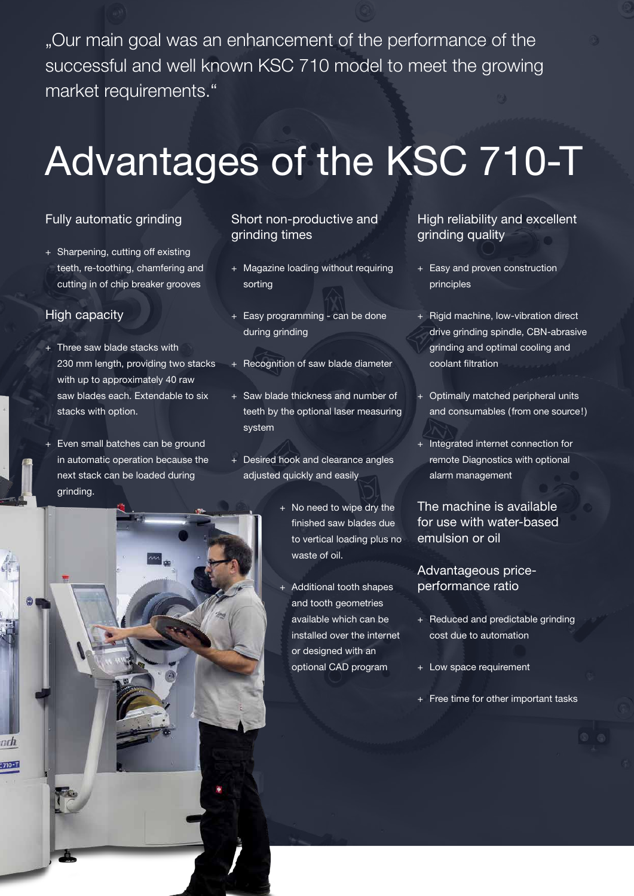„Our main goal was an enhancement of the performance of the successful and well known KSC 710 model to meet the growing market requirements.“

# Advantages of the KSC 710-T

## Fully automatic grinding

- Sharpening, cutting off existing teeth, re-toothing, chamfering and cutting in of chip breaker grooves

## High capacity

- Three saw blade stacks with 230 mm length, providing two stacks with up to approximately 40 raw saw blades each. Extendable to six stacks with option.
- Even small batches can be ground in automatic operation because the next stack can be loaded during grinding.

## Short non-productive and grinding times

- Magazine loading without requiring sorting
- Easy programming - can be done during grinding
- Recognition of saw blade diameter
- Saw blade thickness and number of teeth by the optional laser measuring system
- Desired hook and clearance angles adjusted quickly and easily
- No need to wipe dry the finished saw blades due to vertical loading plus no waste of oil.
- Additional tooth shapes and tooth geometries available which can be installed over the internet or designed with an optional CAD program

## High reliability and excellent grinding quality

- Easy and proven construction principles
- Rigid machine, low-vibration direct drive grinding spindle, CBN-abrasive grinding and optimal cooling and coolant filtration
- Optimally matched peripheral units and consumables (from one source!)
- Integrated internet connection for remote Diagnostics with optional alarm management

## The machine is available for use with water-based emulsion or oil

## Advantageous price-performance ratio

- Reduced and predictable grinding cost due to automation
- Low space requirement
- Free time for other important tasks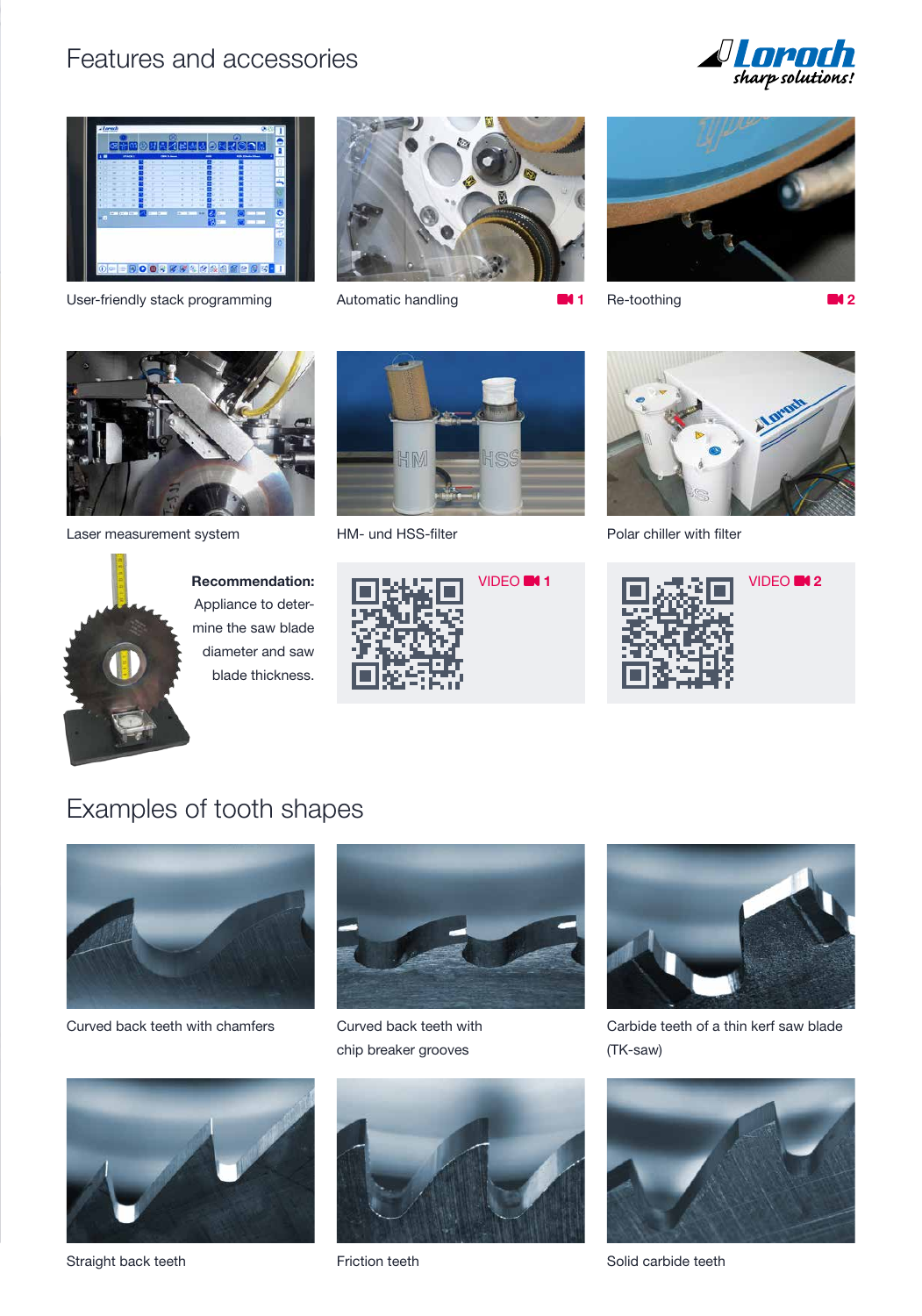# Features and accessories

User-friendly stack programming

Automatic handling 1

Re-toothing 2

Laser measurement system

HM- und HSS-filter

Polar chiller with filter

**Recommendation:** Appliance to determine the saw blade diameter and saw blade thickness.

VIDEO 1

VIDEO 2

# Examples of tooth shapes

Curved back teeth with chamfers

Curved back teeth with chip breaker grooves

Carbide teeth of a thin kerf saw blade (TK-saw)

Straight back teeth

Friction teeth

Solid carbide teeth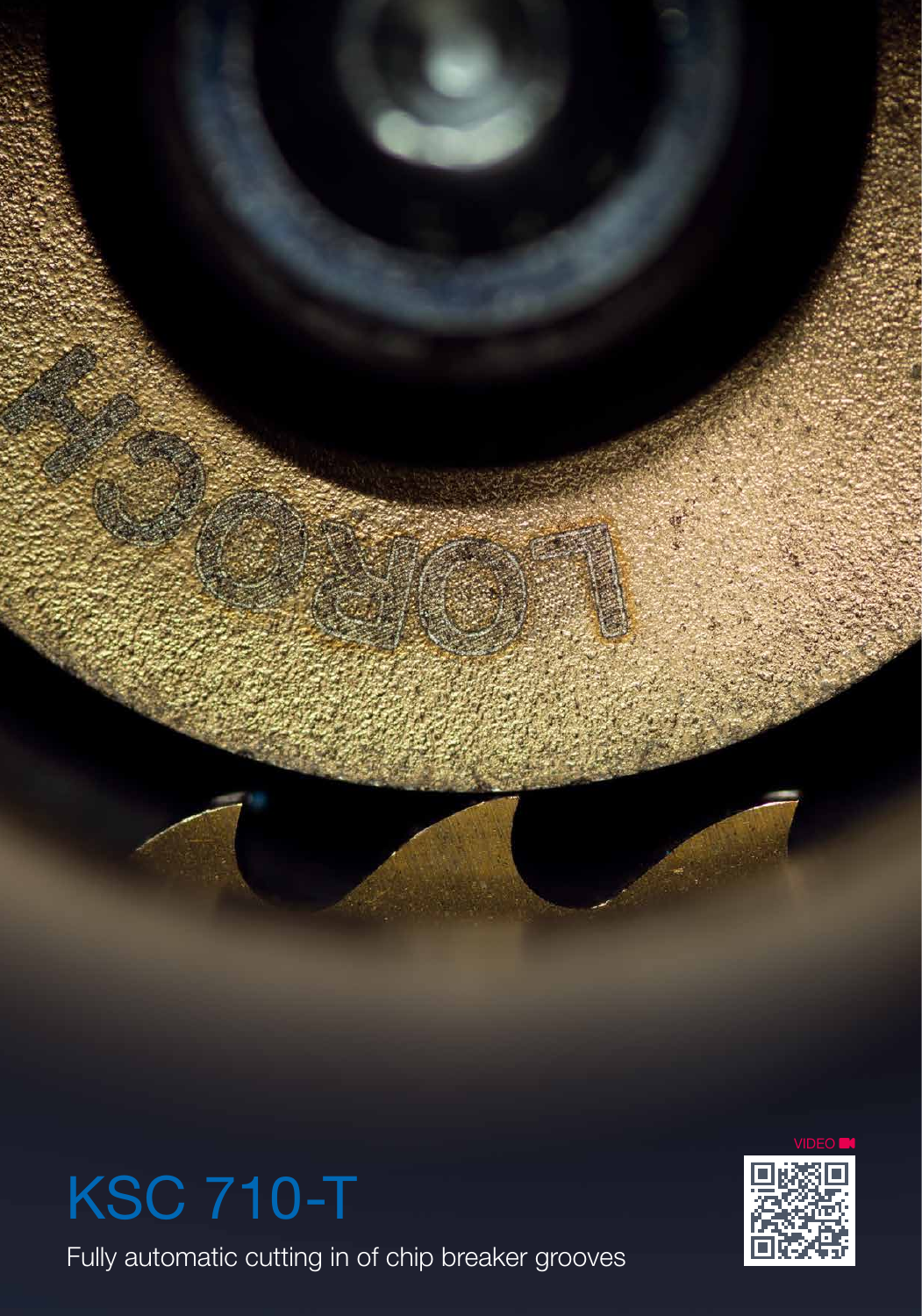# KSC 710-T

Fully automatic cutting in of chip breaker grooves

VIDEO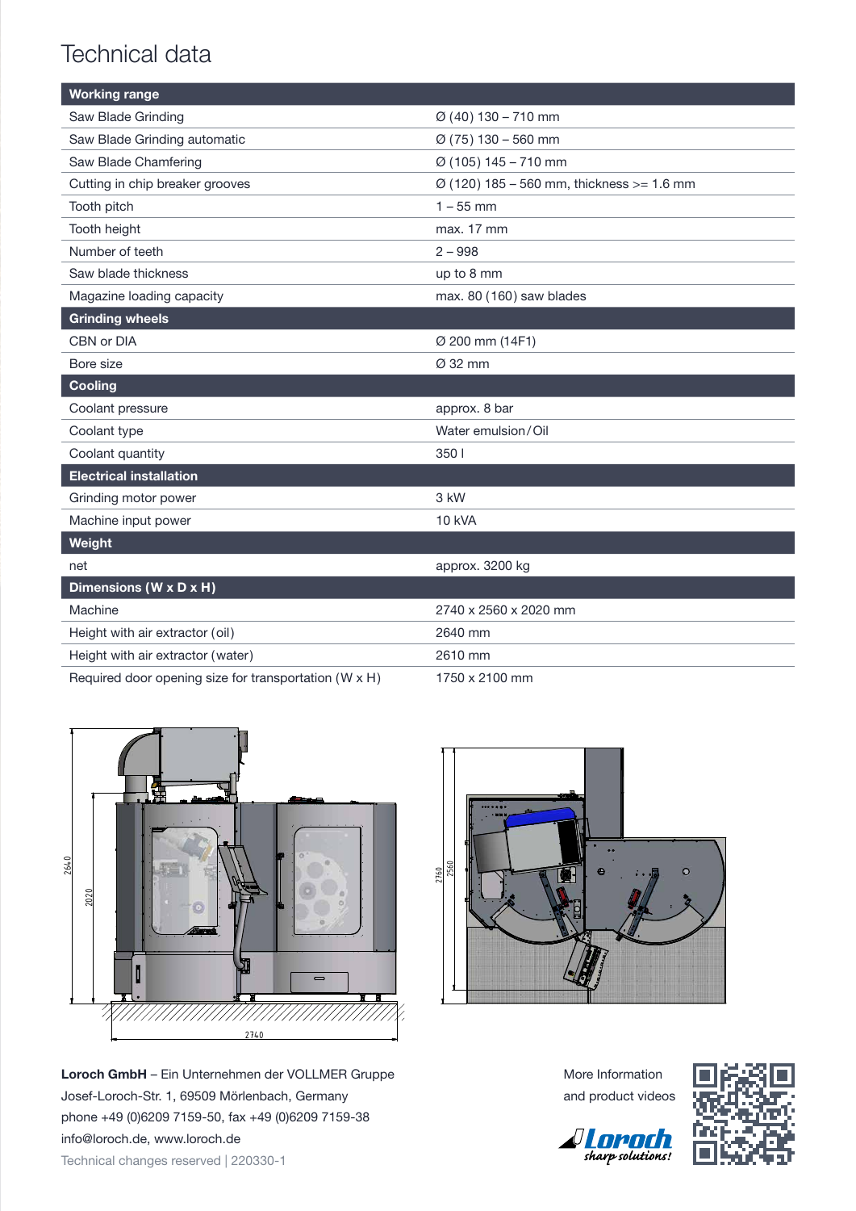# Technical data

| | |
|---|---|
| **Working range** | |
| Saw Blade Grinding | Ø (40) 130 – 710 mm |
| Saw Blade Grinding automatic | Ø (75) 130 – 560 mm |
| Saw Blade Chamfering | Ø (105) 145 – 710 mm |
| Cutting in chip breaker grooves | Ø (120) 185 – 560 mm, thickness >= 1.6 mm |
| Tooth pitch | 1 – 55 mm |
| Tooth height | max. 17 mm |
| Number of teeth | 2 – 998 |
| Saw blade thickness | up to 8 mm |
| Magazine loading capacity | max. 80 (160) saw blades |
| **Grinding wheels** | |
| CBN or DIA | Ø 200 mm (14F1) |
| Bore size | Ø 32 mm |
| **Cooling** | |
| Coolant pressure | approx. 8 bar |
| Coolant type | Water emulsion / Oil |
| Coolant quantity | 350 l |
| **Electrical installation** | |
| Grinding motor power | 3 kW |
| Machine input power | 10 kVA |
| **Weight** | |
| net | approx. 3200 kg |
| **Dimensions (W x D x H)** | |
| Machine | 2740 x 2560 x 2020 mm |
| Height with air extractor (oil) | 2640 mm |
| Height with air extractor (water) | 2610 mm |
| Required door opening size for transportation (W x H) | 1750 x 2100 mm |

2640
2020
2740

2760
2560

**Loroch GmbH** – Ein Unternehmen der VOLLMER Gruppe
Josef-Loroch-Str. 1, 69509 Mörlenbach, Germany
phone +49 (0)6209 7159-50, fax +49 (0)6209 7159-38
info@loroch.de, www.loroch.de
Technical changes reserved | 220330-1

More Information
and product videos

Loroch
sharp solutions!